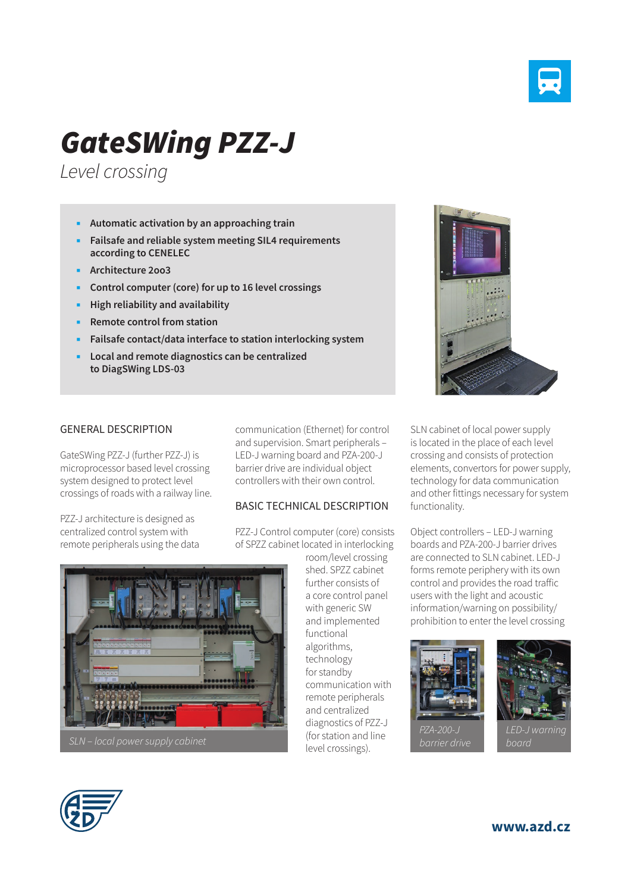# GateSWing PZZ-J

*Level crossing*

- **Automatic activation by an approaching train**
- **Failsafe and reliable system meeting SIL4 requirements according to CENELEC**
- **Architecture 2oo3**
- **Control computer (core) for up to 16 level crossings**
- **High reliability and availability**
- **Remote control from station**
- **Failsafe contact/data interface to station interlocking system**
- **Local and remote diagnostics can be centralized to DiagSWing LDS-03**

## GENERAL DESCRIPTION

GateSWing PZZ-J (further PZZ-J) is microprocessor based level crossing system designed to protect level crossings of roads with a railway line.

PZZ-J architecture is designed as centralized control system with remote peripherals using the data communication (Ethernet) for control and supervision. Smart peripherals – LED-J warning board and PZA-200-J barrier drive are individual object controllers with their own control.

*SLN – local power supply cabinet*

## BASIC TECHNICAL DESCRIPTION

PZZ-J Control computer (core) consists of SPZZ cabinet located in interlocking room/level crossing shed. SPZZ cabinet further consists of a core control panel with generic SW and implemented functional algorithms, technology for standby communication with remote peripherals and centralized diagnostics of PZZ-J (for station and line level crossings).

SLN cabinet of local power supply is located in the place of each level crossing and consists of protection elements, convertors for power supply, technology for data communication and other fittings necessary for system functionality.

Object controllers – LED-J warning boards and PZA-200-J barrier drives are connected to SLN cabinet. LED-J forms remote periphery with its own control and provides the road traffic users with the light and acoustic information/warning on possibility/prohibition to enter the level crossing

*PZA-200-J barrier drive*

*LED-J warning board*

**www.azd.cz**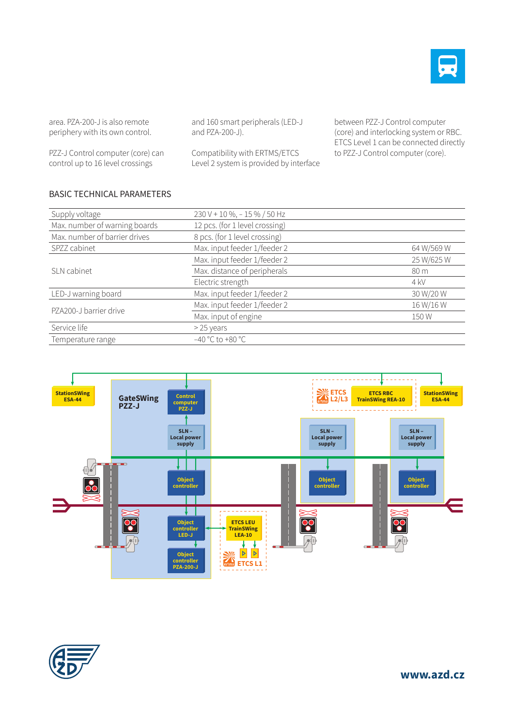area. PZA-200-J is also remote periphery with its own control.

PZZ-J Control computer (core) can control up to 16 level crossings and 160 smart peripherals (LED-J and PZA-200-J).

Compatibility with ERTMS/ETCS Level 2 system is provided by interface between PZZ-J Control computer (core) and interlocking system or RBC. ETCS Level 1 can be connected directly to PZZ-J Control computer (core).

## BASIC TECHNICAL PARAMETERS

| | | |
|---|---|---|
| Supply voltage | 230 V + 10 %, – 15 % / 50 Hz | |
| Max. number of warning boards | 12 pcs. (for 1 level crossing) | |
| Max. number of barrier drives | 8 pcs. (for 1 level crossing) | |
| SPZZ cabinet | Max. input feeder 1/feeder 2 | 64 W/569 W |
| SLN cabinet | Max. input feeder 1/feeder 2 | 25 W/625 W |
| | Max. distance of peripherals | 80 m |
| | Electric strength | 4 kV |
| LED-J warning board | Max. input feeder 1/feeder 2 | 30 W/20 W |
| PZA200-J barrier drive | Max. input feeder 1/feeder 2 | 16 W/16 W |
| | Max. input of engine | 150 W |
| Service life | > 25 years | |
| Temperature range | –40 °C to +80 °C | |

StationSWing ESA-44

GateSWing PZZ-J

Control computer PZZ-J

SLN – Local power supply

Object controller

Object controller LED-J

Object controller PZA-200-J

ETCS LEU TrainSWing LEA-10

ETCS L1

ETCS L2/L3

ETCS RBC TrainSWing REA-10

StationSWing ESA-44

www.azd.cz